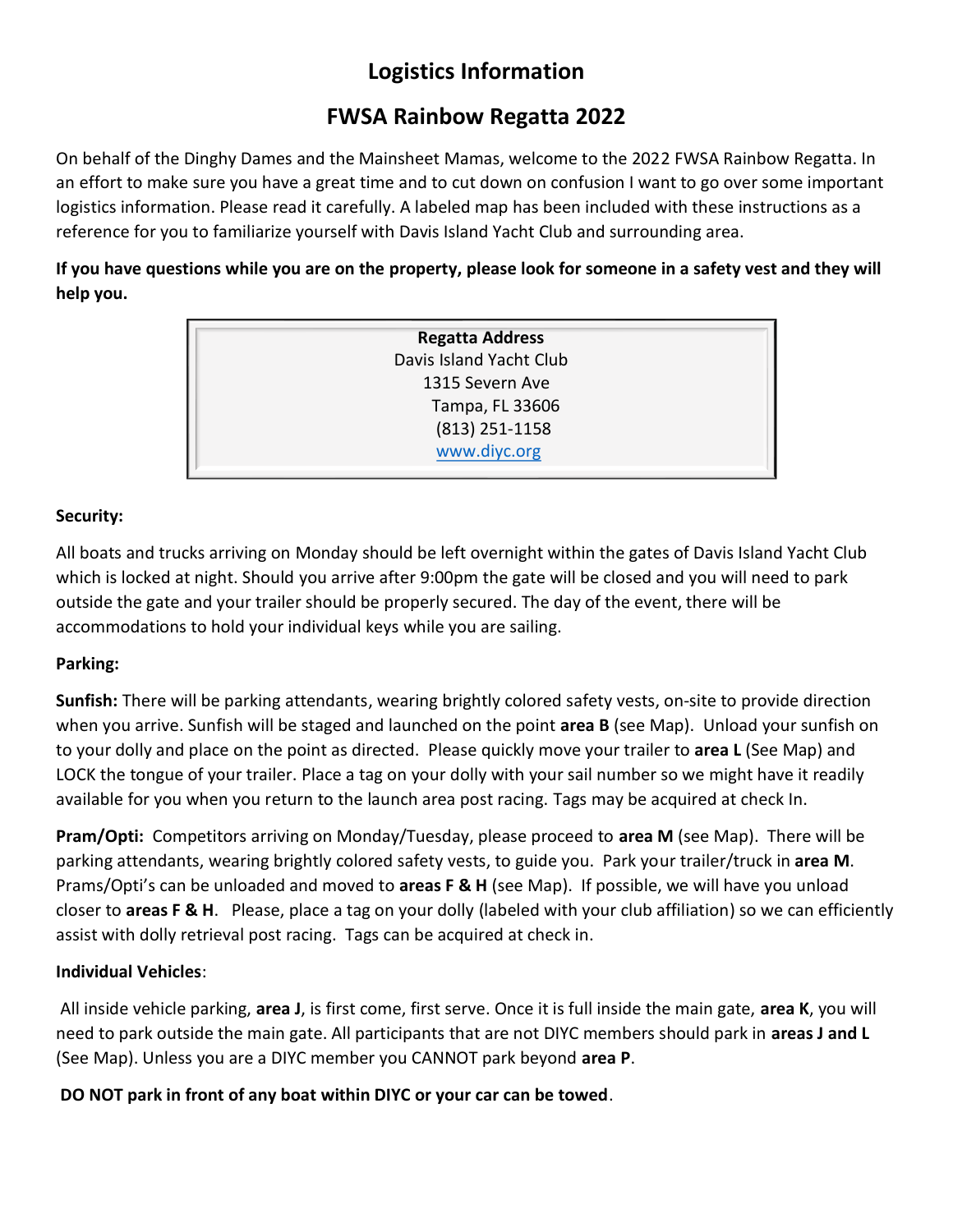# Logistics Information

# FWSA Rainbow Regatta 2022

On behalf of the Dinghy Dames and the Mainsheet Mamas, welcome to the 2022 FWSA Rainbow Regatta. In an effort to make sure you have a great time and to cut down on confusion I want to go over some important logistics information. Please read it carefully. A labeled map has been included with these instructions as a reference for you to familiarize yourself with Davis Island Yacht Club and surrounding area.

**If you have questions while you are on the property, please look for someone in a safety vest and they will help you.**

**Regatta Address**
Davis Island Yacht Club
1315 Severn Ave
Tampa, FL 33606
(813) 251-1158
www.diyc.org

**Security:**

All boats and trucks arriving on Monday should be left overnight within the gates of Davis Island Yacht Club which is locked at night. Should you arrive after 9:00pm the gate will be closed and you will need to park outside the gate and your trailer should be properly secured. The day of the event, there will be accommodations to hold your individual keys while you are sailing.

**Parking:**

**Sunfish:** There will be parking attendants, wearing brightly colored safety vests, on-site to provide direction when you arrive. Sunfish will be staged and launched on the point **area B** (see Map). Unload your sunfish on to your dolly and place on the point as directed. Please quickly move your trailer to **area L** (See Map) and LOCK the tongue of your trailer. Place a tag on your dolly with your sail number so we might have it readily available for you when you return to the launch area post racing. Tags may be acquired at check In.

**Pram/Opti:** Competitors arriving on Monday/Tuesday, please proceed to **area M** (see Map). There will be parking attendants, wearing brightly colored safety vests, to guide you. Park your trailer/truck in **area M**. Prams/Opti's can be unloaded and moved to **areas F & H** (see Map). If possible, we will have you unload closer to **areas F & H**. Please, place a tag on your dolly (labeled with your club affiliation) so we can efficiently assist with dolly retrieval post racing. Tags can be acquired at check in.

**Individual Vehicles**:

All inside vehicle parking, **area J**, is first come, first serve. Once it is full inside the main gate, **area K**, you will need to park outside the main gate. All participants that are not DIYC members should park in **areas J and L** (See Map). Unless you are a DIYC member you CANNOT park beyond **area P**.

**DO NOT park in front of any boat within DIYC or your car can be towed**.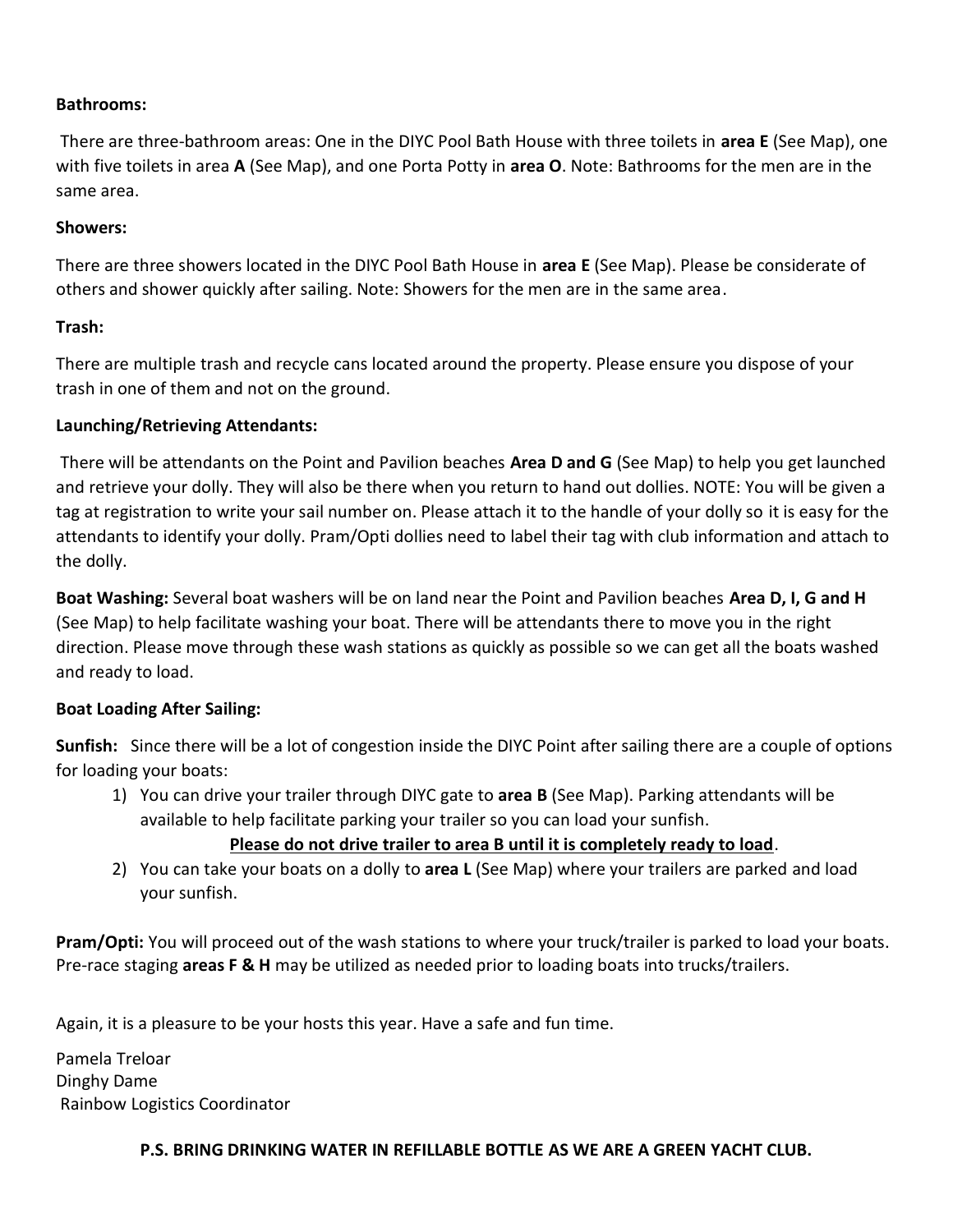**Bathrooms:**

There are three-bathroom areas: One in the DIYC Pool Bath House with three toilets in **area E** (See Map), one with five toilets in area **A** (See Map), and one Porta Potty in **area O**. Note: Bathrooms for the men are in the same area.

**Showers:**

There are three showers located in the DIYC Pool Bath House in **area E** (See Map). Please be considerate of others and shower quickly after sailing. Note: Showers for the men are in the same area.

**Trash:**

There are multiple trash and recycle cans located around the property. Please ensure you dispose of your trash in one of them and not on the ground.

**Launching/Retrieving Attendants:**

There will be attendants on the Point and Pavilion beaches **Area D and G** (See Map) to help you get launched and retrieve your dolly. They will also be there when you return to hand out dollies. NOTE: You will be given a tag at registration to write your sail number on. Please attach it to the handle of your dolly so it is easy for the attendants to identify your dolly. Pram/Opti dollies need to label their tag with club information and attach to the dolly.

**Boat Washing:** Several boat washers will be on land near the Point and Pavilion beaches **Area D, I, G and H** (See Map) to help facilitate washing your boat. There will be attendants there to move you in the right direction. Please move through these wash stations as quickly as possible so we can get all the boats washed and ready to load.

**Boat Loading After Sailing:**

**Sunfish:** Since there will be a lot of congestion inside the DIYC Point after sailing there are a couple of options for loading your boats:

1) You can drive your trailer through DIYC gate to **area B** (See Map). Parking attendants will be available to help facilitate parking your trailer so you can load your sunfish.

   **<u>Please do not drive trailer to area B until it is completely ready to load</u>**.

2) You can take your boats on a dolly to **area L** (See Map) where your trailers are parked and load your sunfish.

**Pram/Opti:** You will proceed out of the wash stations to where your truck/trailer is parked to load your boats. Pre-race staging **areas F & H** may be utilized as needed prior to loading boats into trucks/trailers.

Again, it is a pleasure to be your hosts this year. Have a safe and fun time.

Pamela Treloar
Dinghy Dame
Rainbow Logistics Coordinator

**P.S. BRING DRINKING WATER IN REFILLABLE BOTTLE AS WE ARE A GREEN YACHT CLUB.**